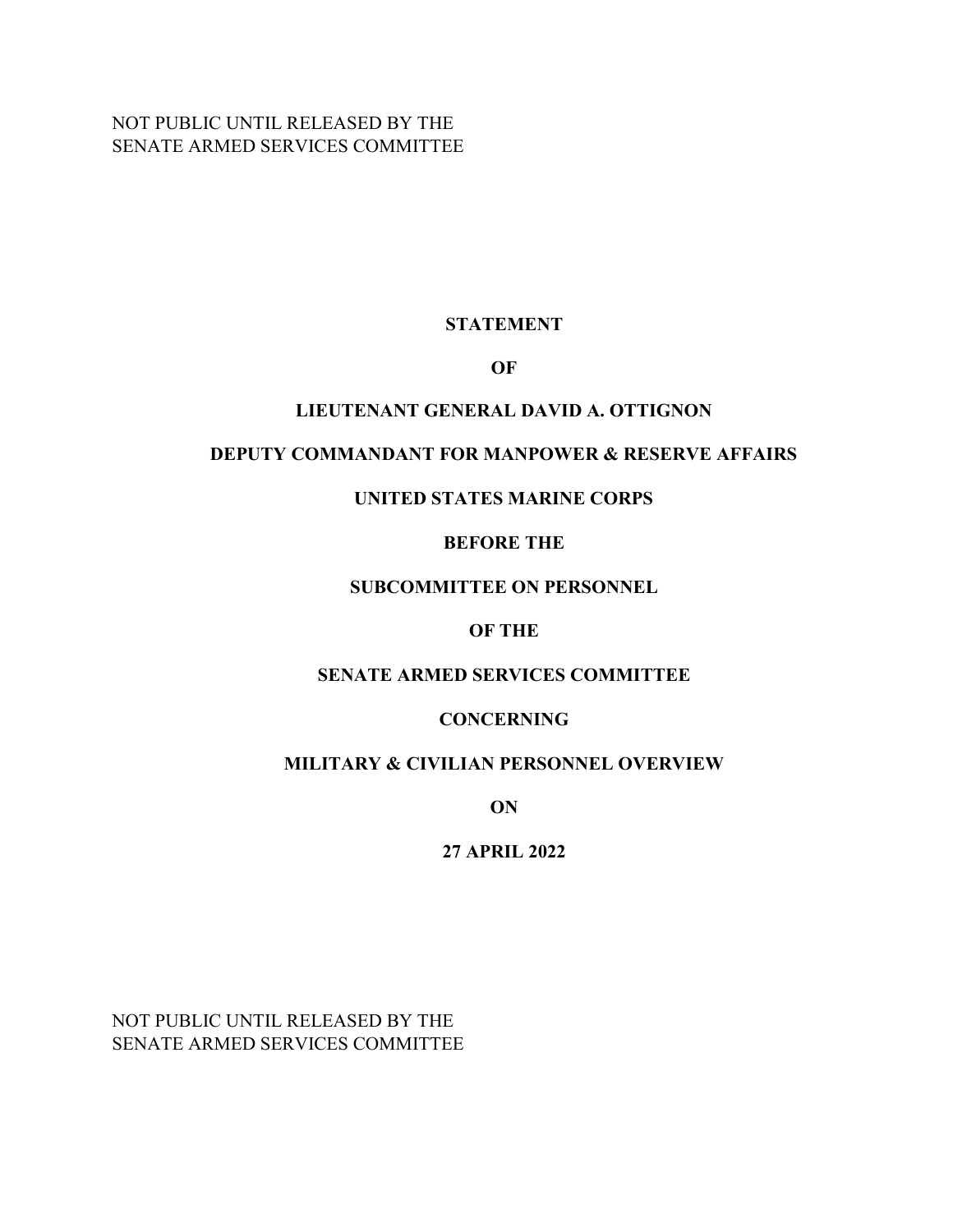NOT PUBLIC UNTIL RELEASED BY THE
SENATE ARMED SERVICES COMMITTEE

**STATEMENT**

**OF**

**LIEUTENANT GENERAL DAVID A. OTTIGNON**

**DEPUTY COMMANDANT FOR MANPOWER & RESERVE AFFAIRS**

**UNITED STATES MARINE CORPS**

**BEFORE THE**

**SUBCOMMITTEE ON PERSONNEL**

**OF THE**

**SENATE ARMED SERVICES COMMITTEE**

**CONCERNING**

**MILITARY & CIVILIAN PERSONNEL OVERVIEW**

**ON**

**27 APRIL 2022**

NOT PUBLIC UNTIL RELEASED BY THE
SENATE ARMED SERVICES COMMITTEE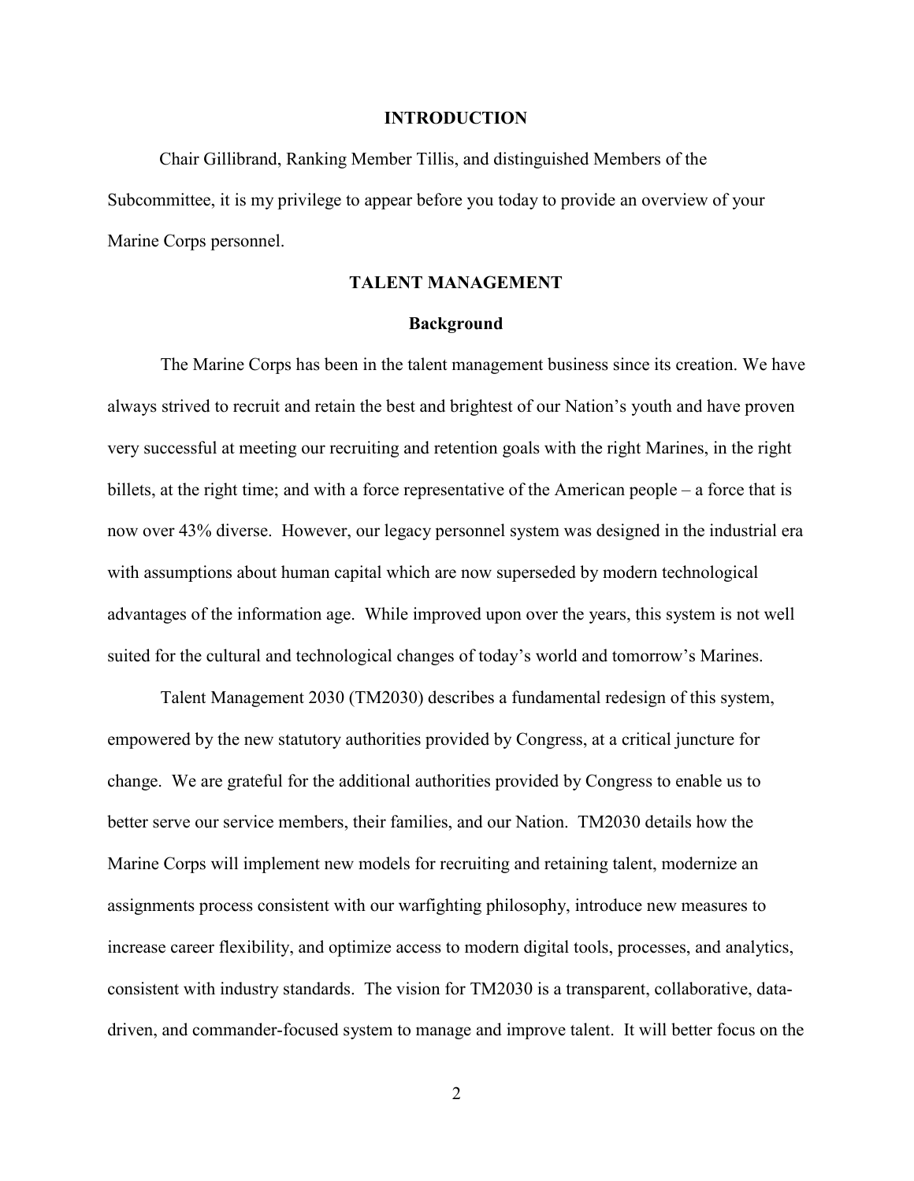## INTRODUCTION

Chair Gillibrand, Ranking Member Tillis, and distinguished Members of the Subcommittee, it is my privilege to appear before you today to provide an overview of your Marine Corps personnel.

## TALENT MANAGEMENT

### Background

The Marine Corps has been in the talent management business since its creation. We have always strived to recruit and retain the best and brightest of our Nation's youth and have proven very successful at meeting our recruiting and retention goals with the right Marines, in the right billets, at the right time; and with a force representative of the American people – a force that is now over 43% diverse. However, our legacy personnel system was designed in the industrial era with assumptions about human capital which are now superseded by modern technological advantages of the information age. While improved upon over the years, this system is not well suited for the cultural and technological changes of today's world and tomorrow's Marines.

Talent Management 2030 (TM2030) describes a fundamental redesign of this system, empowered by the new statutory authorities provided by Congress, at a critical juncture for change. We are grateful for the additional authorities provided by Congress to enable us to better serve our service members, their families, and our Nation. TM2030 details how the Marine Corps will implement new models for recruiting and retaining talent, modernize an assignments process consistent with our warfighting philosophy, introduce new measures to increase career flexibility, and optimize access to modern digital tools, processes, and analytics, consistent with industry standards. The vision for TM2030 is a transparent, collaborative, data-driven, and commander-focused system to manage and improve talent. It will better focus on the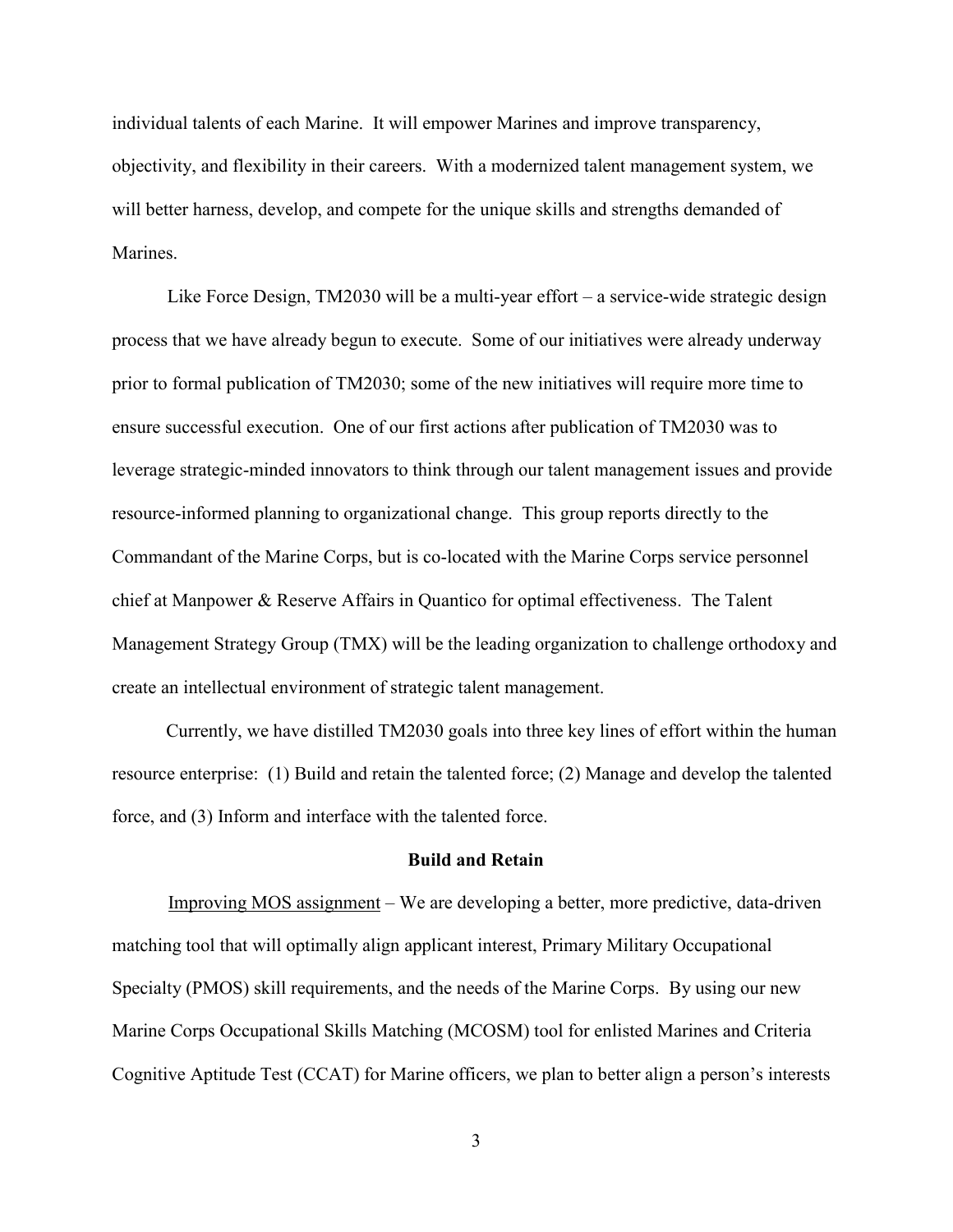individual talents of each Marine. It will empower Marines and improve transparency, objectivity, and flexibility in their careers. With a modernized talent management system, we will better harness, develop, and compete for the unique skills and strengths demanded of Marines.

Like Force Design, TM2030 will be a multi-year effort – a service-wide strategic design process that we have already begun to execute. Some of our initiatives were already underway prior to formal publication of TM2030; some of the new initiatives will require more time to ensure successful execution. One of our first actions after publication of TM2030 was to leverage strategic-minded innovators to think through our talent management issues and provide resource-informed planning to organizational change. This group reports directly to the Commandant of the Marine Corps, but is co-located with the Marine Corps service personnel chief at Manpower & Reserve Affairs in Quantico for optimal effectiveness. The Talent Management Strategy Group (TMX) will be the leading organization to challenge orthodoxy and create an intellectual environment of strategic talent management.

Currently, we have distilled TM2030 goals into three key lines of effort within the human resource enterprise: (1) Build and retain the talented force; (2) Manage and develop the talented force, and (3) Inform and interface with the talented force.

**Build and Retain**

<u>Improving MOS assignment</u> – We are developing a better, more predictive, data-driven matching tool that will optimally align applicant interest, Primary Military Occupational Specialty (PMOS) skill requirements, and the needs of the Marine Corps. By using our new Marine Corps Occupational Skills Matching (MCOSM) tool for enlisted Marines and Criteria Cognitive Aptitude Test (CCAT) for Marine officers, we plan to better align a person's interests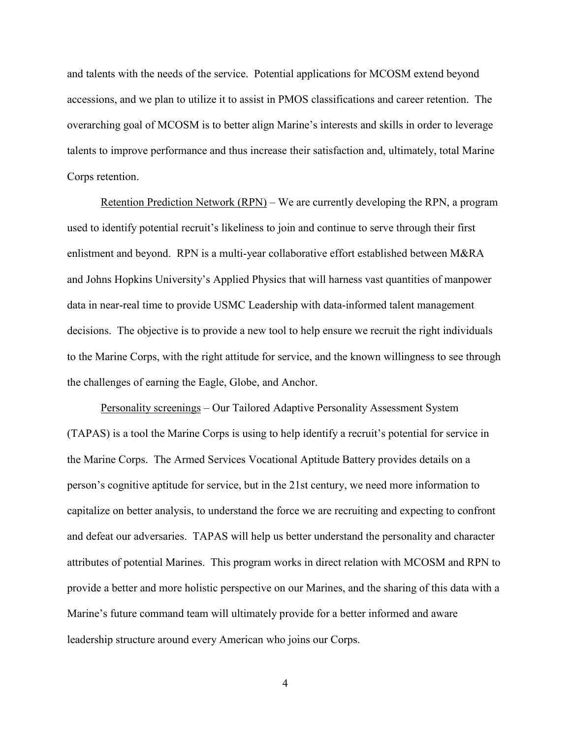and talents with the needs of the service. Potential applications for MCOSM extend beyond accessions, and we plan to utilize it to assist in PMOS classifications and career retention. The overarching goal of MCOSM is to better align Marine's interests and skills in order to leverage talents to improve performance and thus increase their satisfaction and, ultimately, total Marine Corps retention.

<u>Retention Prediction Network (RPN)</u> – We are currently developing the RPN, a program used to identify potential recruit's likeliness to join and continue to serve through their first enlistment and beyond. RPN is a multi-year collaborative effort established between M&RA and Johns Hopkins University's Applied Physics that will harness vast quantities of manpower data in near-real time to provide USMC Leadership with data-informed talent management decisions. The objective is to provide a new tool to help ensure we recruit the right individuals to the Marine Corps, with the right attitude for service, and the known willingness to see through the challenges of earning the Eagle, Globe, and Anchor.

<u>Personality screenings</u> – Our Tailored Adaptive Personality Assessment System (TAPAS) is a tool the Marine Corps is using to help identify a recruit's potential for service in the Marine Corps. The Armed Services Vocational Aptitude Battery provides details on a person's cognitive aptitude for service, but in the 21st century, we need more information to capitalize on better analysis, to understand the force we are recruiting and expecting to confront and defeat our adversaries. TAPAS will help us better understand the personality and character attributes of potential Marines. This program works in direct relation with MCOSM and RPN to provide a better and more holistic perspective on our Marines, and the sharing of this data with a Marine's future command team will ultimately provide for a better informed and aware leadership structure around every American who joins our Corps.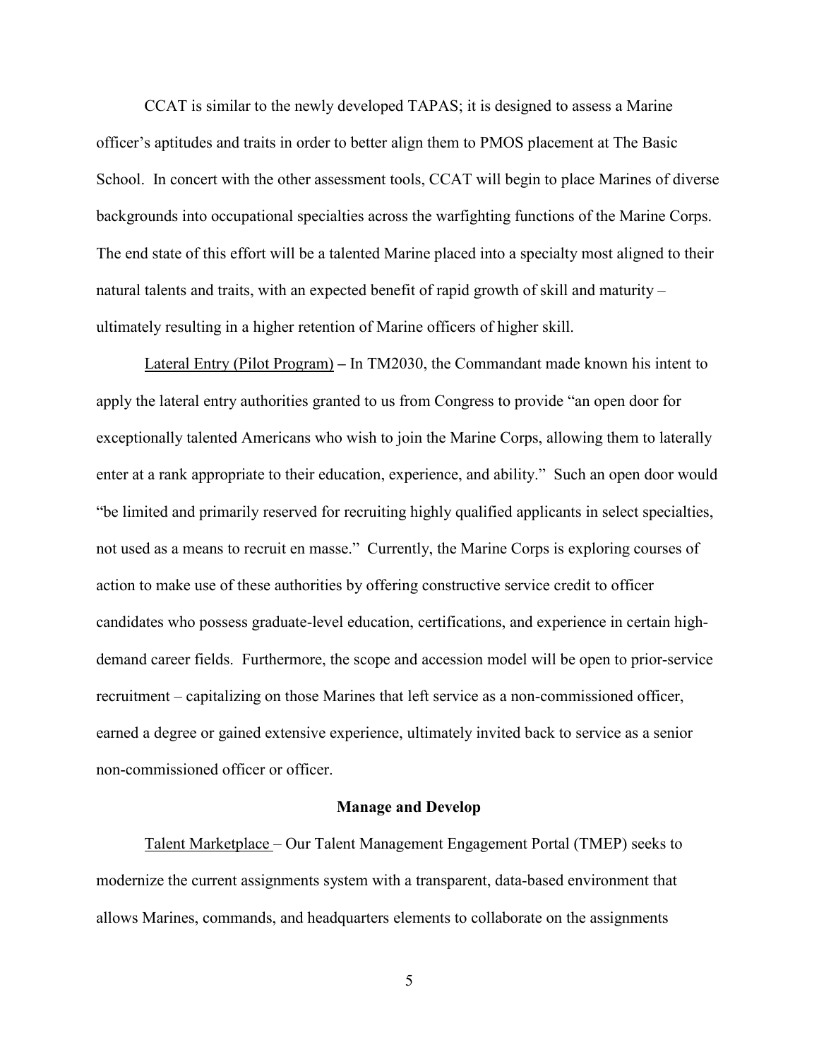CCAT is similar to the newly developed TAPAS; it is designed to assess a Marine officer's aptitudes and traits in order to better align them to PMOS placement at The Basic School. In concert with the other assessment tools, CCAT will begin to place Marines of diverse backgrounds into occupational specialties across the warfighting functions of the Marine Corps. The end state of this effort will be a talented Marine placed into a specialty most aligned to their natural talents and traits, with an expected benefit of rapid growth of skill and maturity – ultimately resulting in a higher retention of Marine officers of higher skill.

<u>Lateral Entry (Pilot Program)</u> – In TM2030, the Commandant made known his intent to apply the lateral entry authorities granted to us from Congress to provide "an open door for exceptionally talented Americans who wish to join the Marine Corps, allowing them to laterally enter at a rank appropriate to their education, experience, and ability." Such an open door would "be limited and primarily reserved for recruiting highly qualified applicants in select specialties, not used as a means to recruit en masse." Currently, the Marine Corps is exploring courses of action to make use of these authorities by offering constructive service credit to officer candidates who possess graduate-level education, certifications, and experience in certain high-demand career fields. Furthermore, the scope and accession model will be open to prior-service recruitment – capitalizing on those Marines that left service as a non-commissioned officer, earned a degree or gained extensive experience, ultimately invited back to service as a senior non-commissioned officer or officer.

**Manage and Develop**

<u>Talent Marketplace</u> – Our Talent Management Engagement Portal (TMEP) seeks to modernize the current assignments system with a transparent, data-based environment that allows Marines, commands, and headquarters elements to collaborate on the assignments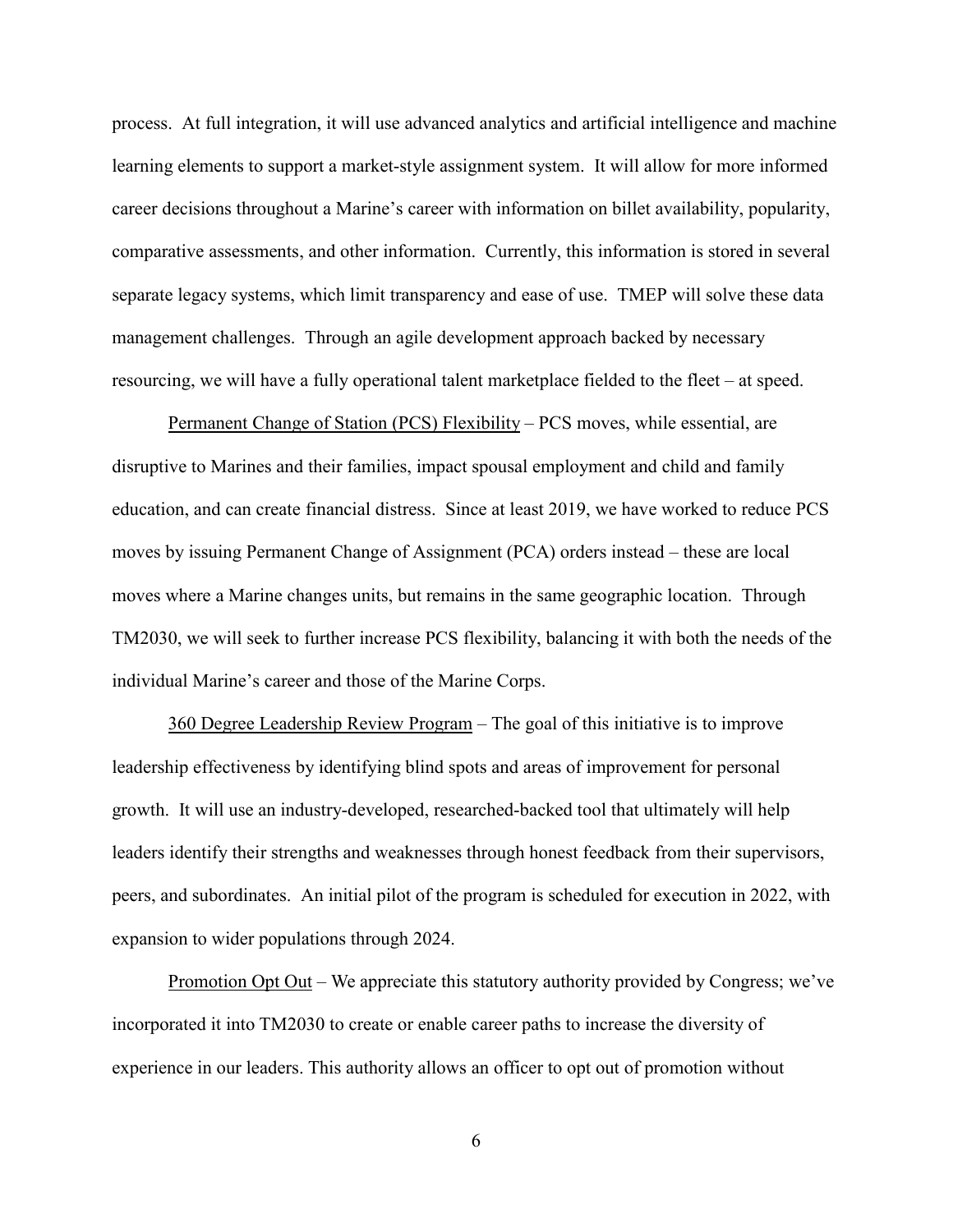process. At full integration, it will use advanced analytics and artificial intelligence and machine learning elements to support a market-style assignment system. It will allow for more informed career decisions throughout a Marine's career with information on billet availability, popularity, comparative assessments, and other information. Currently, this information is stored in several separate legacy systems, which limit transparency and ease of use. TMEP will solve these data management challenges. Through an agile development approach backed by necessary resourcing, we will have a fully operational talent marketplace fielded to the fleet – at speed.

<u>Permanent Change of Station (PCS) Flexibility</u> – PCS moves, while essential, are disruptive to Marines and their families, impact spousal employment and child and family education, and can create financial distress. Since at least 2019, we have worked to reduce PCS moves by issuing Permanent Change of Assignment (PCA) orders instead – these are local moves where a Marine changes units, but remains in the same geographic location. Through TM2030, we will seek to further increase PCS flexibility, balancing it with both the needs of the individual Marine's career and those of the Marine Corps.

<u>360 Degree Leadership Review Program</u> – The goal of this initiative is to improve leadership effectiveness by identifying blind spots and areas of improvement for personal growth. It will use an industry-developed, researched-backed tool that ultimately will help leaders identify their strengths and weaknesses through honest feedback from their supervisors, peers, and subordinates. An initial pilot of the program is scheduled for execution in 2022, with expansion to wider populations through 2024.

<u>Promotion Opt Out</u> – We appreciate this statutory authority provided by Congress; we've incorporated it into TM2030 to create or enable career paths to increase the diversity of experience in our leaders. This authority allows an officer to opt out of promotion without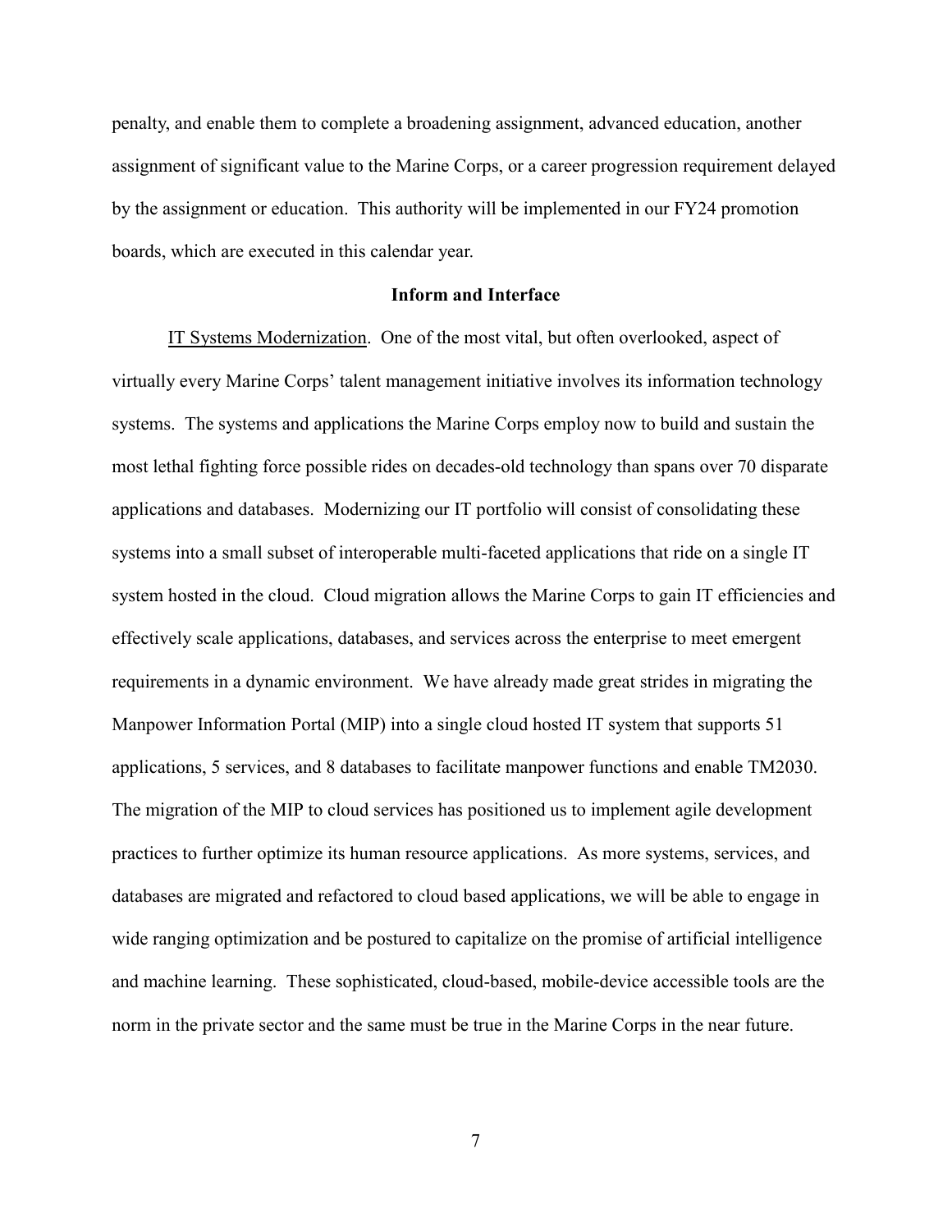penalty, and enable them to complete a broadening assignment, advanced education, another assignment of significant value to the Marine Corps, or a career progression requirement delayed by the assignment or education. This authority will be implemented in our FY24 promotion boards, which are executed in this calendar year.

**Inform and Interface**

IT Systems Modernization. One of the most vital, but often overlooked, aspect of virtually every Marine Corps' talent management initiative involves its information technology systems. The systems and applications the Marine Corps employ now to build and sustain the most lethal fighting force possible rides on decades-old technology than spans over 70 disparate applications and databases. Modernizing our IT portfolio will consist of consolidating these systems into a small subset of interoperable multi-faceted applications that ride on a single IT system hosted in the cloud. Cloud migration allows the Marine Corps to gain IT efficiencies and effectively scale applications, databases, and services across the enterprise to meet emergent requirements in a dynamic environment. We have already made great strides in migrating the Manpower Information Portal (MIP) into a single cloud hosted IT system that supports 51 applications, 5 services, and 8 databases to facilitate manpower functions and enable TM2030. The migration of the MIP to cloud services has positioned us to implement agile development practices to further optimize its human resource applications. As more systems, services, and databases are migrated and refactored to cloud based applications, we will be able to engage in wide ranging optimization and be postured to capitalize on the promise of artificial intelligence and machine learning. These sophisticated, cloud-based, mobile-device accessible tools are the norm in the private sector and the same must be true in the Marine Corps in the near future.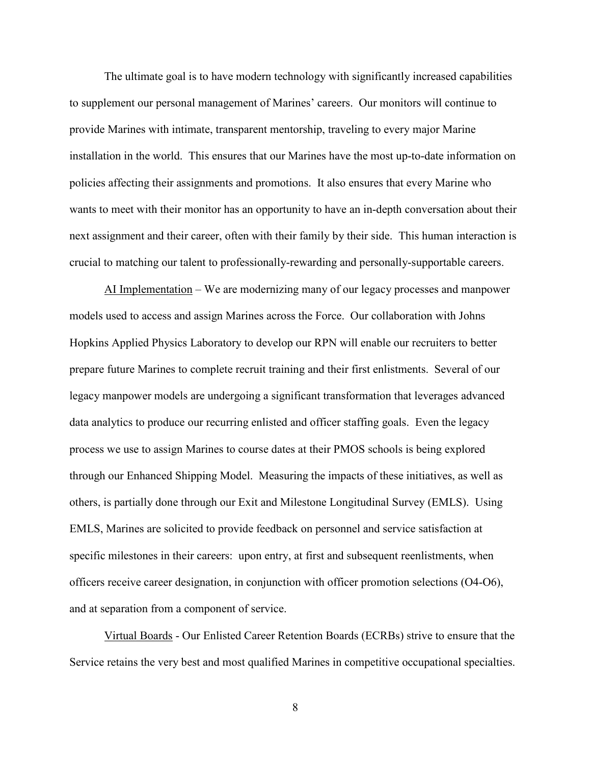The ultimate goal is to have modern technology with significantly increased capabilities to supplement our personal management of Marines' careers. Our monitors will continue to provide Marines with intimate, transparent mentorship, traveling to every major Marine installation in the world. This ensures that our Marines have the most up-to-date information on policies affecting their assignments and promotions. It also ensures that every Marine who wants to meet with their monitor has an opportunity to have an in-depth conversation about their next assignment and their career, often with their family by their side. This human interaction is crucial to matching our talent to professionally-rewarding and personally-supportable careers.

<u>AI Implementation</u> – We are modernizing many of our legacy processes and manpower models used to access and assign Marines across the Force. Our collaboration with Johns Hopkins Applied Physics Laboratory to develop our RPN will enable our recruiters to better prepare future Marines to complete recruit training and their first enlistments. Several of our legacy manpower models are undergoing a significant transformation that leverages advanced data analytics to produce our recurring enlisted and officer staffing goals. Even the legacy process we use to assign Marines to course dates at their PMOS schools is being explored through our Enhanced Shipping Model. Measuring the impacts of these initiatives, as well as others, is partially done through our Exit and Milestone Longitudinal Survey (EMLS). Using EMLS, Marines are solicited to provide feedback on personnel and service satisfaction at specific milestones in their careers: upon entry, at first and subsequent reenlistments, when officers receive career designation, in conjunction with officer promotion selections (O4-O6), and at separation from a component of service.

<u>Virtual Boards</u> - Our Enlisted Career Retention Boards (ECRBs) strive to ensure that the Service retains the very best and most qualified Marines in competitive occupational specialties.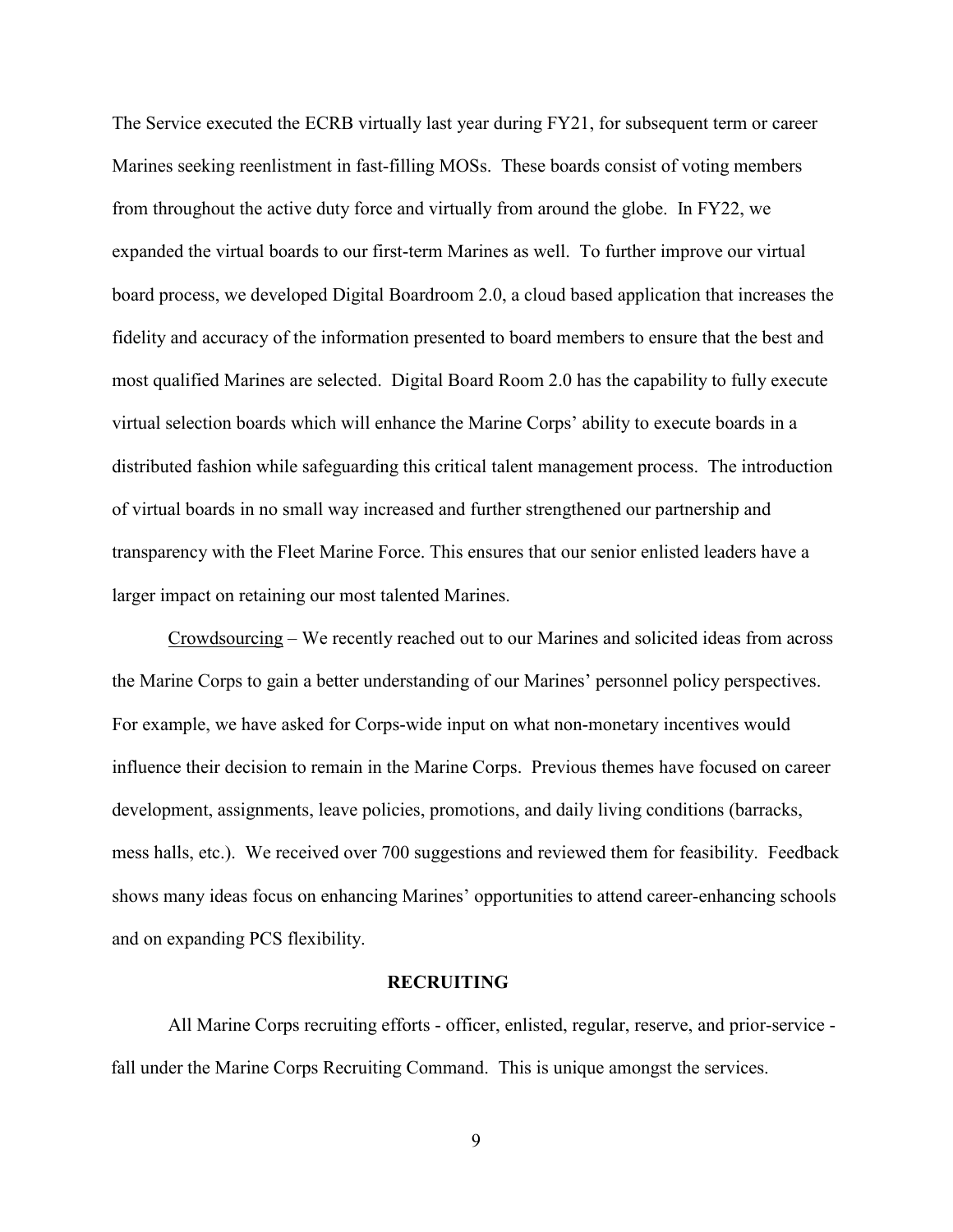The Service executed the ECRB virtually last year during FY21, for subsequent term or career Marines seeking reenlistment in fast-filling MOSs. These boards consist of voting members from throughout the active duty force and virtually from around the globe. In FY22, we expanded the virtual boards to our first-term Marines as well. To further improve our virtual board process, we developed Digital Boardroom 2.0, a cloud based application that increases the fidelity and accuracy of the information presented to board members to ensure that the best and most qualified Marines are selected. Digital Board Room 2.0 has the capability to fully execute virtual selection boards which will enhance the Marine Corps' ability to execute boards in a distributed fashion while safeguarding this critical talent management process. The introduction of virtual boards in no small way increased and further strengthened our partnership and transparency with the Fleet Marine Force. This ensures that our senior enlisted leaders have a larger impact on retaining our most talented Marines.

Crowdsourcing – We recently reached out to our Marines and solicited ideas from across the Marine Corps to gain a better understanding of our Marines' personnel policy perspectives. For example, we have asked for Corps-wide input on what non-monetary incentives would influence their decision to remain in the Marine Corps. Previous themes have focused on career development, assignments, leave policies, promotions, and daily living conditions (barracks, mess halls, etc.). We received over 700 suggestions and reviewed them for feasibility. Feedback shows many ideas focus on enhancing Marines' opportunities to attend career-enhancing schools and on expanding PCS flexibility.

## RECRUITING

All Marine Corps recruiting efforts - officer, enlisted, regular, reserve, and prior-service - fall under the Marine Corps Recruiting Command. This is unique amongst the services.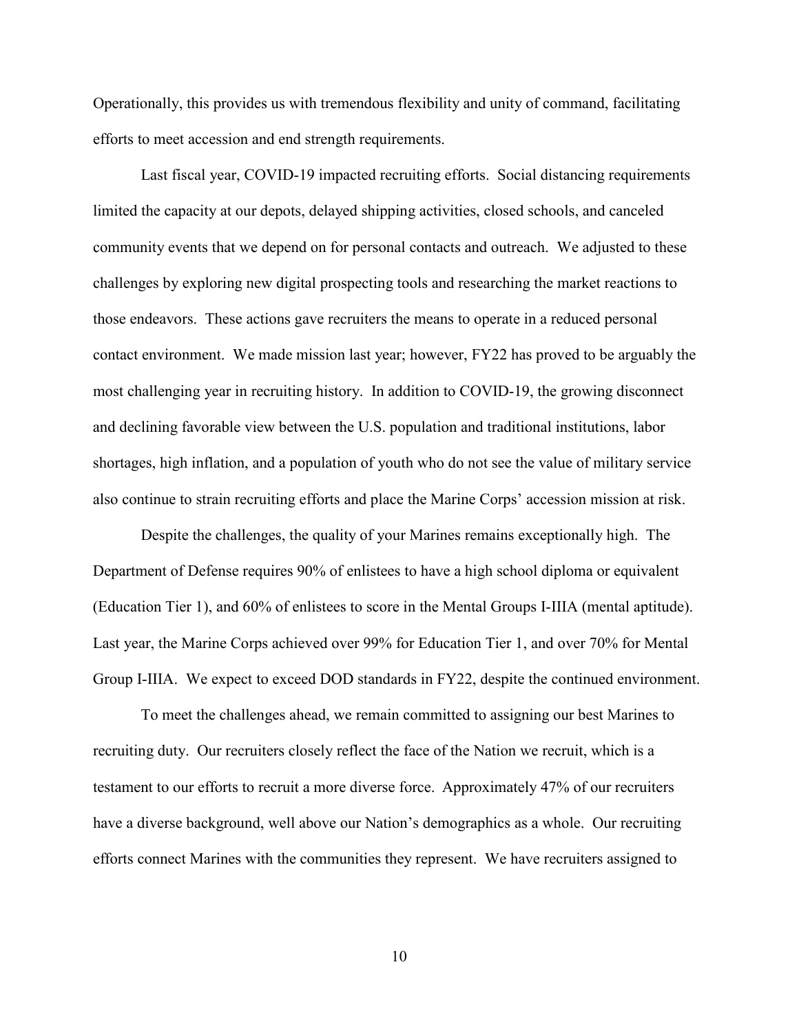Operationally, this provides us with tremendous flexibility and unity of command, facilitating efforts to meet accession and end strength requirements.

Last fiscal year, COVID-19 impacted recruiting efforts. Social distancing requirements limited the capacity at our depots, delayed shipping activities, closed schools, and canceled community events that we depend on for personal contacts and outreach. We adjusted to these challenges by exploring new digital prospecting tools and researching the market reactions to those endeavors. These actions gave recruiters the means to operate in a reduced personal contact environment. We made mission last year; however, FY22 has proved to be arguably the most challenging year in recruiting history. In addition to COVID-19, the growing disconnect and declining favorable view between the U.S. population and traditional institutions, labor shortages, high inflation, and a population of youth who do not see the value of military service also continue to strain recruiting efforts and place the Marine Corps' accession mission at risk.

Despite the challenges, the quality of your Marines remains exceptionally high. The Department of Defense requires 90% of enlistees to have a high school diploma or equivalent (Education Tier 1), and 60% of enlistees to score in the Mental Groups I-IIIA (mental aptitude). Last year, the Marine Corps achieved over 99% for Education Tier 1, and over 70% for Mental Group I-IIIA. We expect to exceed DOD standards in FY22, despite the continued environment.

To meet the challenges ahead, we remain committed to assigning our best Marines to recruiting duty. Our recruiters closely reflect the face of the Nation we recruit, which is a testament to our efforts to recruit a more diverse force. Approximately 47% of our recruiters have a diverse background, well above our Nation's demographics as a whole. Our recruiting efforts connect Marines with the communities they represent. We have recruiters assigned to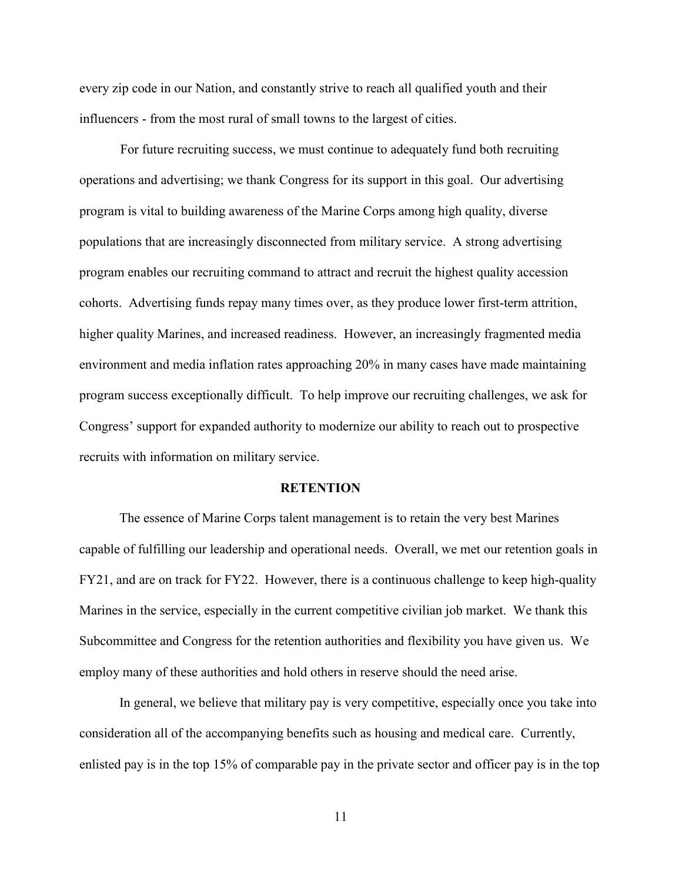every zip code in our Nation, and constantly strive to reach all qualified youth and their influencers - from the most rural of small towns to the largest of cities.

For future recruiting success, we must continue to adequately fund both recruiting operations and advertising; we thank Congress for its support in this goal. Our advertising program is vital to building awareness of the Marine Corps among high quality, diverse populations that are increasingly disconnected from military service. A strong advertising program enables our recruiting command to attract and recruit the highest quality accession cohorts. Advertising funds repay many times over, as they produce lower first-term attrition, higher quality Marines, and increased readiness. However, an increasingly fragmented media environment and media inflation rates approaching 20% in many cases have made maintaining program success exceptionally difficult. To help improve our recruiting challenges, we ask for Congress' support for expanded authority to modernize our ability to reach out to prospective recruits with information on military service.

## RETENTION

The essence of Marine Corps talent management is to retain the very best Marines capable of fulfilling our leadership and operational needs. Overall, we met our retention goals in FY21, and are on track for FY22. However, there is a continuous challenge to keep high-quality Marines in the service, especially in the current competitive civilian job market. We thank this Subcommittee and Congress for the retention authorities and flexibility you have given us. We employ many of these authorities and hold others in reserve should the need arise.

In general, we believe that military pay is very competitive, especially once you take into consideration all of the accompanying benefits such as housing and medical care. Currently, enlisted pay is in the top 15% of comparable pay in the private sector and officer pay is in the top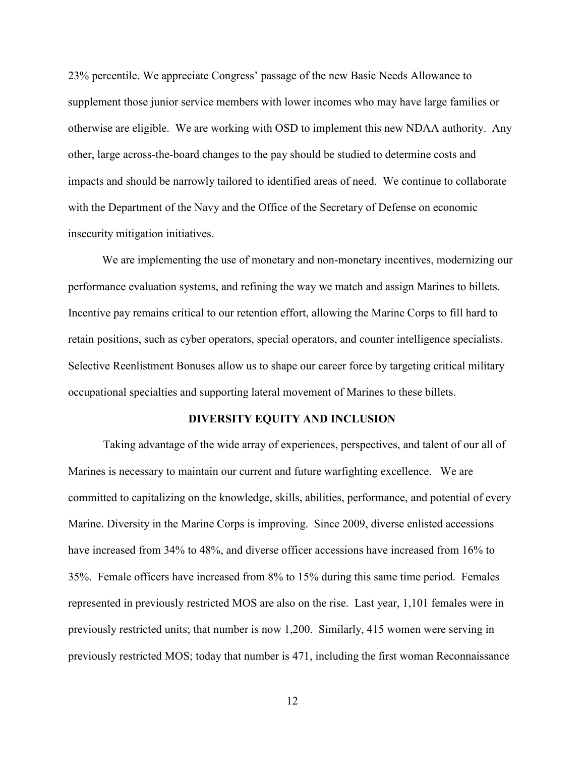23% percentile. We appreciate Congress' passage of the new Basic Needs Allowance to supplement those junior service members with lower incomes who may have large families or otherwise are eligible. We are working with OSD to implement this new NDAA authority. Any other, large across-the-board changes to the pay should be studied to determine costs and impacts and should be narrowly tailored to identified areas of need. We continue to collaborate with the Department of the Navy and the Office of the Secretary of Defense on economic insecurity mitigation initiatives.

We are implementing the use of monetary and non-monetary incentives, modernizing our performance evaluation systems, and refining the way we match and assign Marines to billets. Incentive pay remains critical to our retention effort, allowing the Marine Corps to fill hard to retain positions, such as cyber operators, special operators, and counter intelligence specialists. Selective Reenlistment Bonuses allow us to shape our career force by targeting critical military occupational specialties and supporting lateral movement of Marines to these billets.

## DIVERSITY EQUITY AND INCLUSION

Taking advantage of the wide array of experiences, perspectives, and talent of our all of Marines is necessary to maintain our current and future warfighting excellence. We are committed to capitalizing on the knowledge, skills, abilities, performance, and potential of every Marine. Diversity in the Marine Corps is improving. Since 2009, diverse enlisted accessions have increased from 34% to 48%, and diverse officer accessions have increased from 16% to 35%. Female officers have increased from 8% to 15% during this same time period. Females represented in previously restricted MOS are also on the rise. Last year, 1,101 females were in previously restricted units; that number is now 1,200. Similarly, 415 women were serving in previously restricted MOS; today that number is 471, including the first woman Reconnaissance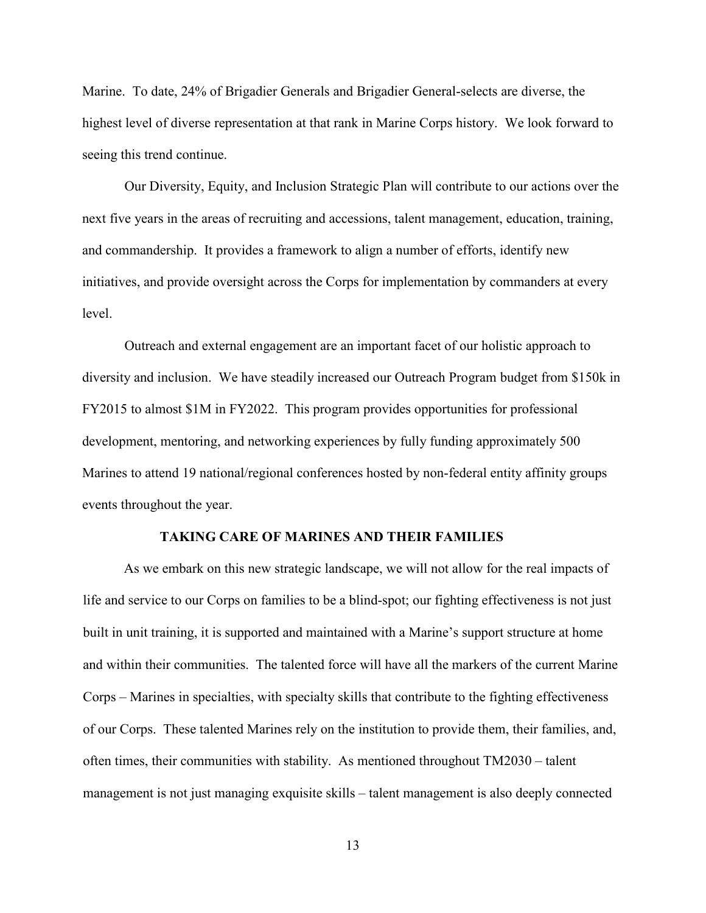Marine. To date, 24% of Brigadier Generals and Brigadier General-selects are diverse, the highest level of diverse representation at that rank in Marine Corps history. We look forward to seeing this trend continue.

Our Diversity, Equity, and Inclusion Strategic Plan will contribute to our actions over the next five years in the areas of recruiting and accessions, talent management, education, training, and commandership. It provides a framework to align a number of efforts, identify new initiatives, and provide oversight across the Corps for implementation by commanders at every level.

Outreach and external engagement are an important facet of our holistic approach to diversity and inclusion. We have steadily increased our Outreach Program budget from $150k in FY2015 to almost $1M in FY2022. This program provides opportunities for professional development, mentoring, and networking experiences by fully funding approximately 500 Marines to attend 19 national/regional conferences hosted by non-federal entity affinity groups events throughout the year.

## TAKING CARE OF MARINES AND THEIR FAMILIES

As we embark on this new strategic landscape, we will not allow for the real impacts of life and service to our Corps on families to be a blind-spot; our fighting effectiveness is not just built in unit training, it is supported and maintained with a Marine's support structure at home and within their communities. The talented force will have all the markers of the current Marine Corps – Marines in specialties, with specialty skills that contribute to the fighting effectiveness of our Corps. These talented Marines rely on the institution to provide them, their families, and, often times, their communities with stability. As mentioned throughout TM2030 – talent management is not just managing exquisite skills – talent management is also deeply connected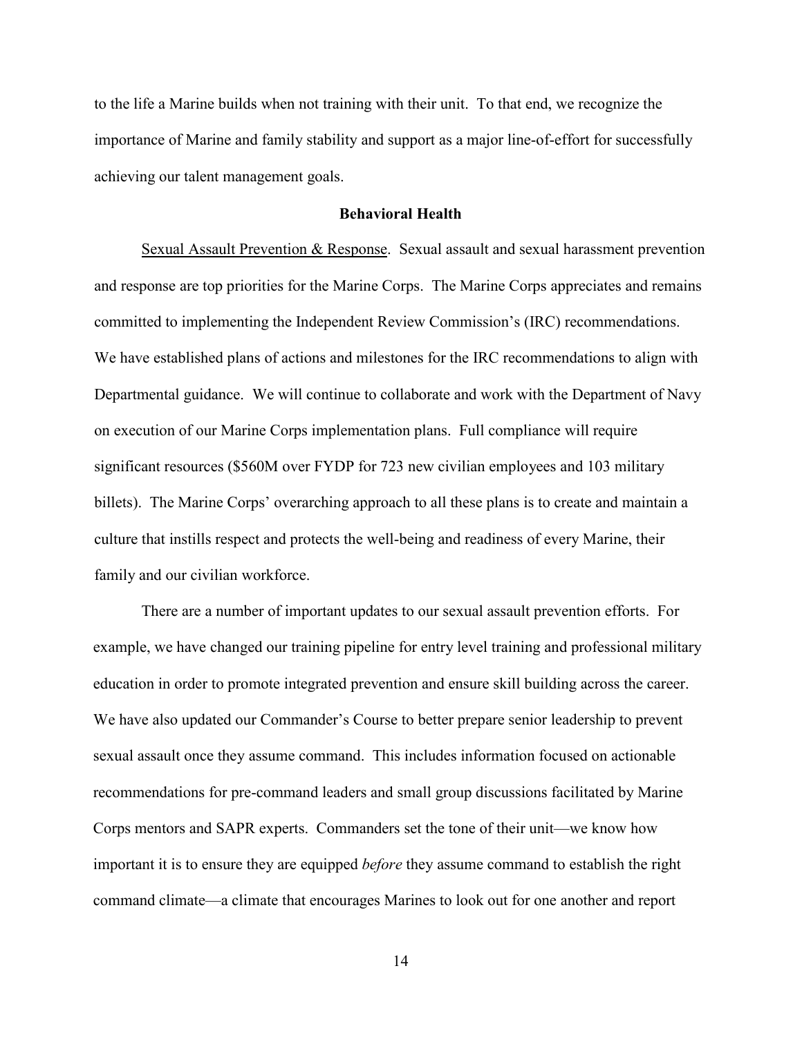to the life a Marine builds when not training with their unit. To that end, we recognize the importance of Marine and family stability and support as a major line-of-effort for successfully achieving our talent management goals.

## Behavioral Health

Sexual Assault Prevention & Response. Sexual assault and sexual harassment prevention and response are top priorities for the Marine Corps. The Marine Corps appreciates and remains committed to implementing the Independent Review Commission's (IRC) recommendations. We have established plans of actions and milestones for the IRC recommendations to align with Departmental guidance. We will continue to collaborate and work with the Department of Navy on execution of our Marine Corps implementation plans. Full compliance will require significant resources ($560M over FYDP for 723 new civilian employees and 103 military billets). The Marine Corps' overarching approach to all these plans is to create and maintain a culture that instills respect and protects the well-being and readiness of every Marine, their family and our civilian workforce.

There are a number of important updates to our sexual assault prevention efforts. For example, we have changed our training pipeline for entry level training and professional military education in order to promote integrated prevention and ensure skill building across the career. We have also updated our Commander's Course to better prepare senior leadership to prevent sexual assault once they assume command. This includes information focused on actionable recommendations for pre-command leaders and small group discussions facilitated by Marine Corps mentors and SAPR experts. Commanders set the tone of their unit—we know how important it is to ensure they are equipped *before* they assume command to establish the right command climate—a climate that encourages Marines to look out for one another and report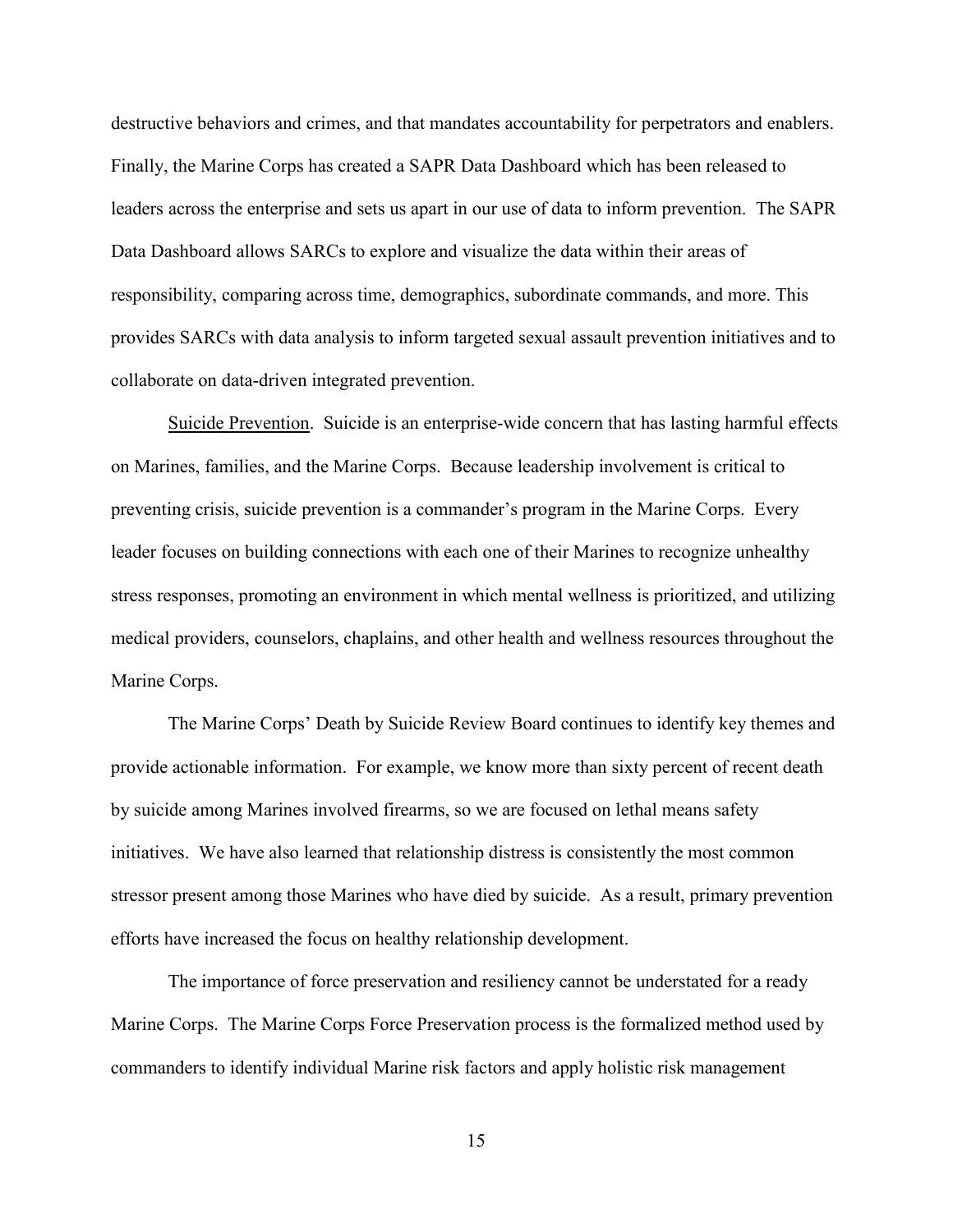destructive behaviors and crimes, and that mandates accountability for perpetrators and enablers. Finally, the Marine Corps has created a SAPR Data Dashboard which has been released to leaders across the enterprise and sets us apart in our use of data to inform prevention. The SAPR Data Dashboard allows SARCs to explore and visualize the data within their areas of responsibility, comparing across time, demographics, subordinate commands, and more. This provides SARCs with data analysis to inform targeted sexual assault prevention initiatives and to collaborate on data-driven integrated prevention.

Suicide Prevention. Suicide is an enterprise-wide concern that has lasting harmful effects on Marines, families, and the Marine Corps. Because leadership involvement is critical to preventing crisis, suicide prevention is a commander's program in the Marine Corps. Every leader focuses on building connections with each one of their Marines to recognize unhealthy stress responses, promoting an environment in which mental wellness is prioritized, and utilizing medical providers, counselors, chaplains, and other health and wellness resources throughout the Marine Corps.

The Marine Corps' Death by Suicide Review Board continues to identify key themes and provide actionable information. For example, we know more than sixty percent of recent death by suicide among Marines involved firearms, so we are focused on lethal means safety initiatives. We have also learned that relationship distress is consistently the most common stressor present among those Marines who have died by suicide. As a result, primary prevention efforts have increased the focus on healthy relationship development.

The importance of force preservation and resiliency cannot be understated for a ready Marine Corps. The Marine Corps Force Preservation process is the formalized method used by commanders to identify individual Marine risk factors and apply holistic risk management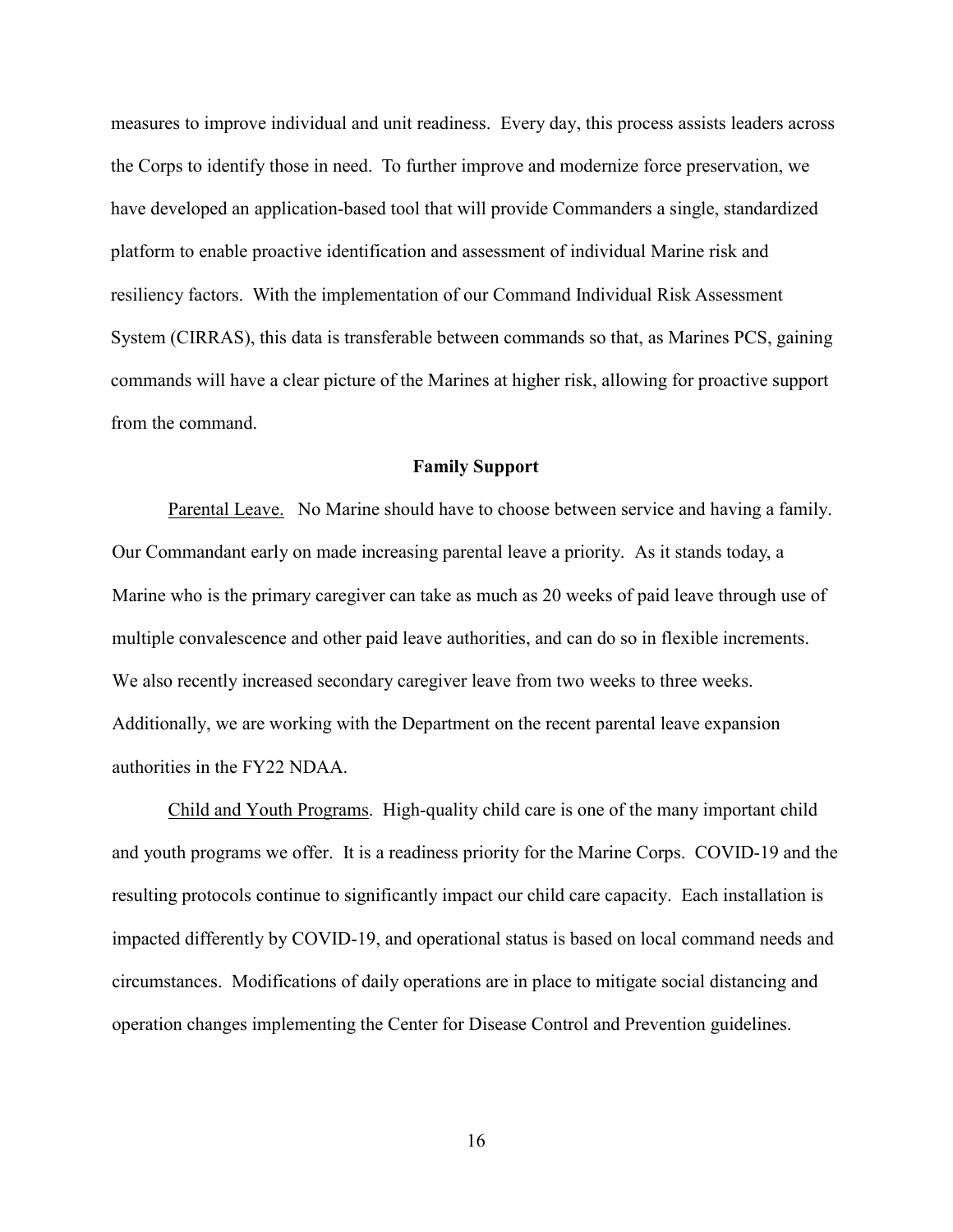measures to improve individual and unit readiness. Every day, this process assists leaders across the Corps to identify those in need. To further improve and modernize force preservation, we have developed an application-based tool that will provide Commanders a single, standardized platform to enable proactive identification and assessment of individual Marine risk and resiliency factors. With the implementation of our Command Individual Risk Assessment System (CIRRAS), this data is transferable between commands so that, as Marines PCS, gaining commands will have a clear picture of the Marines at higher risk, allowing for proactive support from the command.

**Family Support**

Parental Leave. No Marine should have to choose between service and having a family. Our Commandant early on made increasing parental leave a priority. As it stands today, a Marine who is the primary caregiver can take as much as 20 weeks of paid leave through use of multiple convalescence and other paid leave authorities, and can do so in flexible increments. We also recently increased secondary caregiver leave from two weeks to three weeks. Additionally, we are working with the Department on the recent parental leave expansion authorities in the FY22 NDAA.

Child and Youth Programs. High-quality child care is one of the many important child and youth programs we offer. It is a readiness priority for the Marine Corps. COVID-19 and the resulting protocols continue to significantly impact our child care capacity. Each installation is impacted differently by COVID-19, and operational status is based on local command needs and circumstances. Modifications of daily operations are in place to mitigate social distancing and operation changes implementing the Center for Disease Control and Prevention guidelines.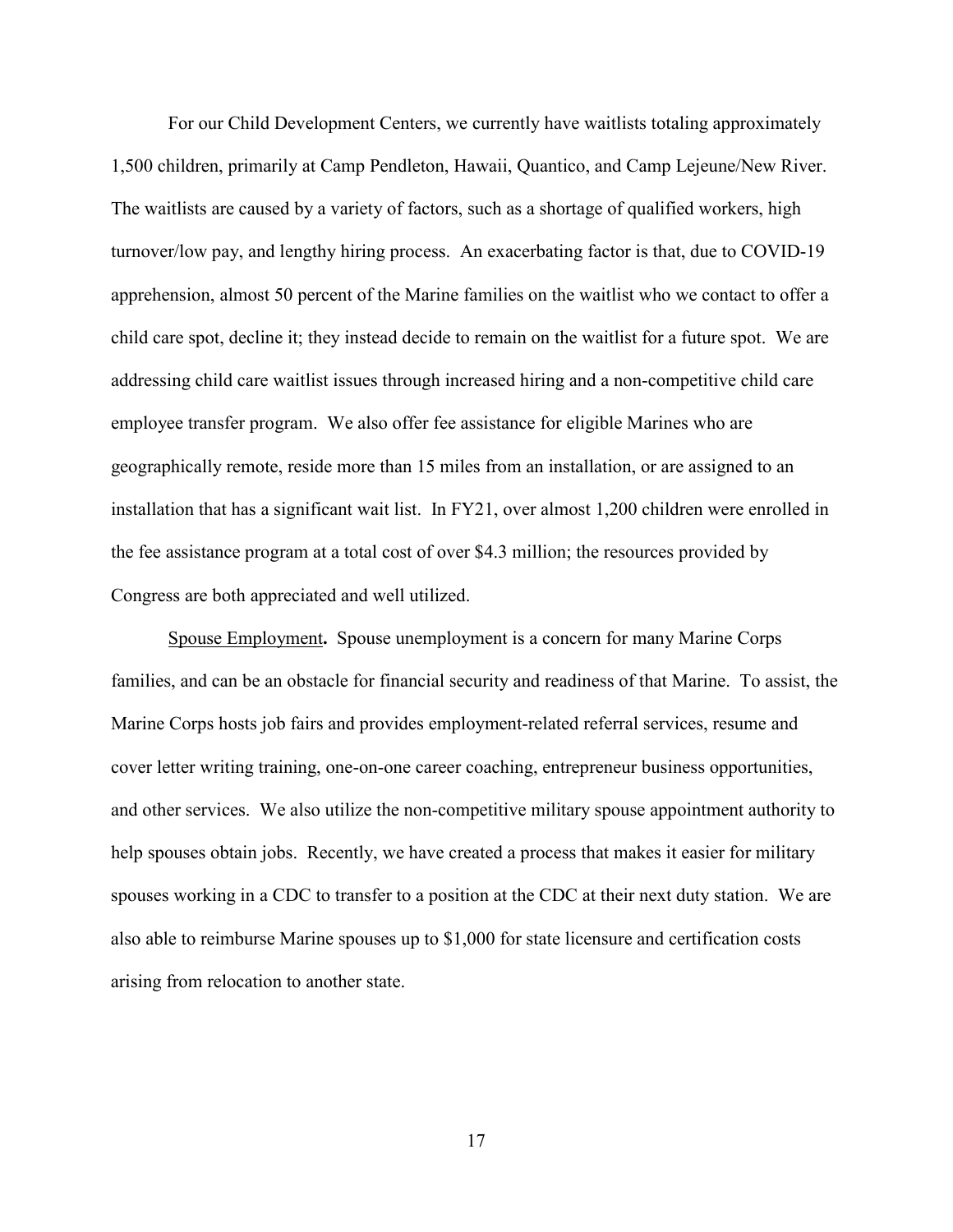For our Child Development Centers, we currently have waitlists totaling approximately 1,500 children, primarily at Camp Pendleton, Hawaii, Quantico, and Camp Lejeune/New River. The waitlists are caused by a variety of factors, such as a shortage of qualified workers, high turnover/low pay, and lengthy hiring process. An exacerbating factor is that, due to COVID-19 apprehension, almost 50 percent of the Marine families on the waitlist who we contact to offer a child care spot, decline it; they instead decide to remain on the waitlist for a future spot. We are addressing child care waitlist issues through increased hiring and a non-competitive child care employee transfer program. We also offer fee assistance for eligible Marines who are geographically remote, reside more than 15 miles from an installation, or are assigned to an installation that has a significant wait list. In FY21, over almost 1,200 children were enrolled in the fee assistance program at a total cost of over $4.3 million; the resources provided by Congress are both appreciated and well utilized.

Spouse Employment**.** Spouse unemployment is a concern for many Marine Corps families, and can be an obstacle for financial security and readiness of that Marine. To assist, the Marine Corps hosts job fairs and provides employment-related referral services, resume and cover letter writing training, one-on-one career coaching, entrepreneur business opportunities, and other services. We also utilize the non-competitive military spouse appointment authority to help spouses obtain jobs. Recently, we have created a process that makes it easier for military spouses working in a CDC to transfer to a position at the CDC at their next duty station. We are also able to reimburse Marine spouses up to $1,000 for state licensure and certification costs arising from relocation to another state.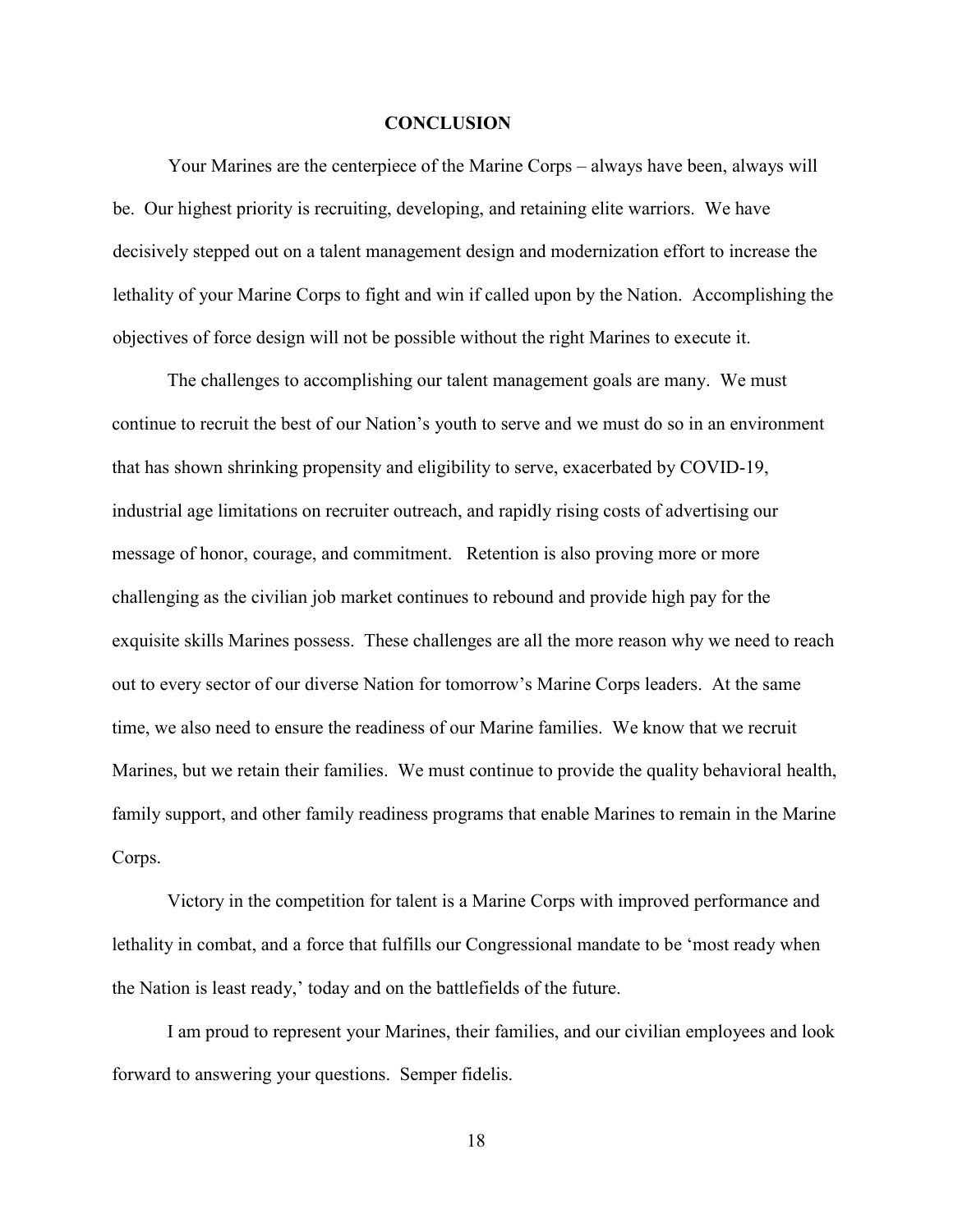## CONCLUSION

Your Marines are the centerpiece of the Marine Corps – always have been, always will be. Our highest priority is recruiting, developing, and retaining elite warriors. We have decisively stepped out on a talent management design and modernization effort to increase the lethality of your Marine Corps to fight and win if called upon by the Nation. Accomplishing the objectives of force design will not be possible without the right Marines to execute it.

The challenges to accomplishing our talent management goals are many. We must continue to recruit the best of our Nation's youth to serve and we must do so in an environment that has shown shrinking propensity and eligibility to serve, exacerbated by COVID-19, industrial age limitations on recruiter outreach, and rapidly rising costs of advertising our message of honor, courage, and commitment. Retention is also proving more or more challenging as the civilian job market continues to rebound and provide high pay for the exquisite skills Marines possess. These challenges are all the more reason why we need to reach out to every sector of our diverse Nation for tomorrow's Marine Corps leaders. At the same time, we also need to ensure the readiness of our Marine families. We know that we recruit Marines, but we retain their families. We must continue to provide the quality behavioral health, family support, and other family readiness programs that enable Marines to remain in the Marine Corps.

Victory in the competition for talent is a Marine Corps with improved performance and lethality in combat, and a force that fulfills our Congressional mandate to be 'most ready when the Nation is least ready,' today and on the battlefields of the future.

I am proud to represent your Marines, their families, and our civilian employees and look forward to answering your questions. Semper fidelis.